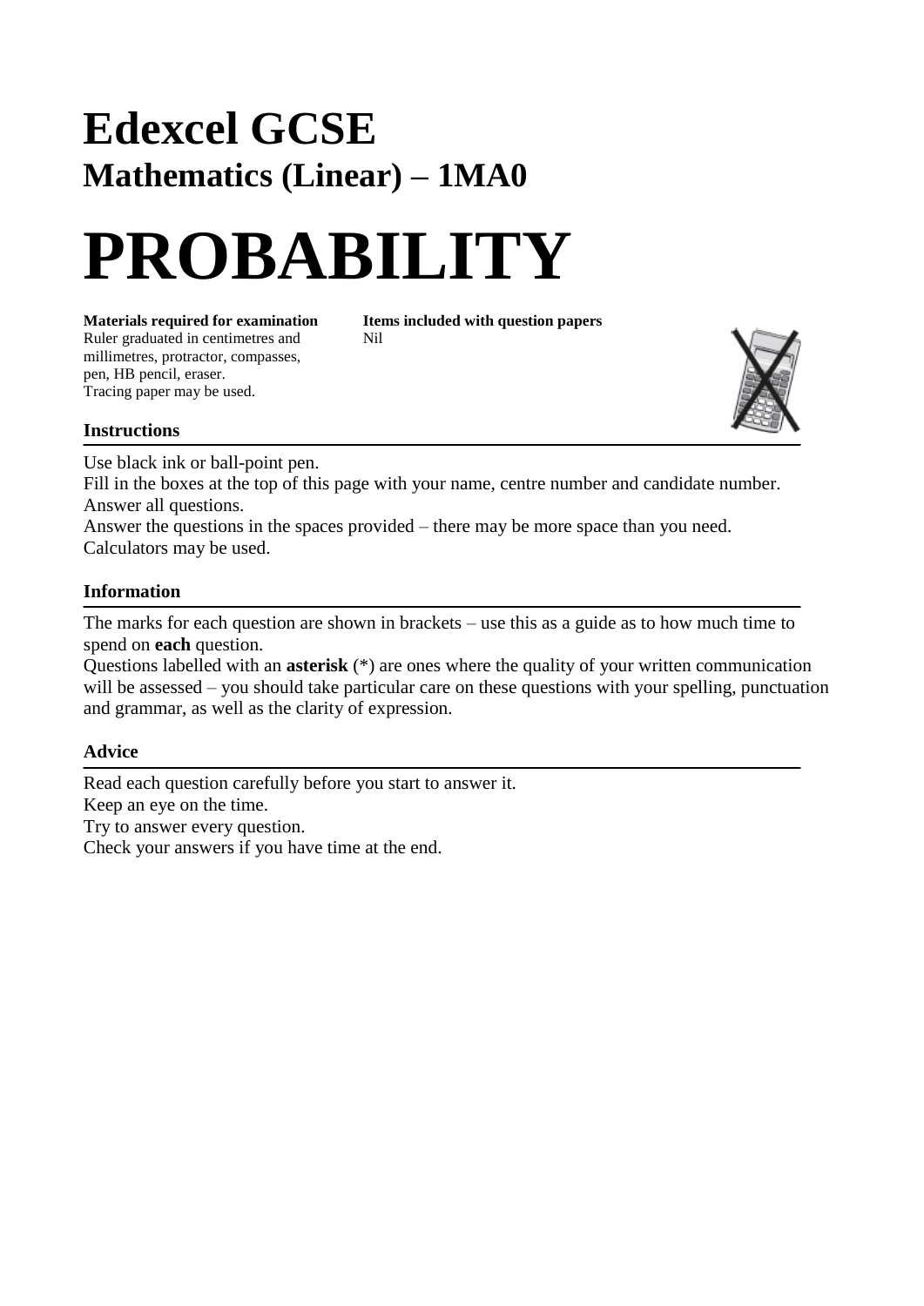# Edexcel GCSE

## Mathematics (Linear) – 1MA0

# PROBABILITY

**Materials required for examination**
Ruler graduated in centimetres and millimetres, protractor, compasses, pen, HB pencil, eraser.
Tracing paper may be used.

**Items included with question papers**
Nil

### Instructions

Use black ink or ball-point pen.
Fill in the boxes at the top of this page with your name, centre number and candidate number.
Answer all questions.
Answer the questions in the spaces provided – there may be more space than you need.
Calculators may be used.

### Information

The marks for each question are shown in brackets – use this as a guide as to how much time to spend on **each** question.
Questions labelled with an **asterisk** (*) are ones where the quality of your written communication will be assessed – you should take particular care on these questions with your spelling, punctuation and grammar, as well as the clarity of expression.

### Advice

Read each question carefully before you start to answer it.
Keep an eye on the time.
Try to answer every question.
Check your answers if you have time at the end.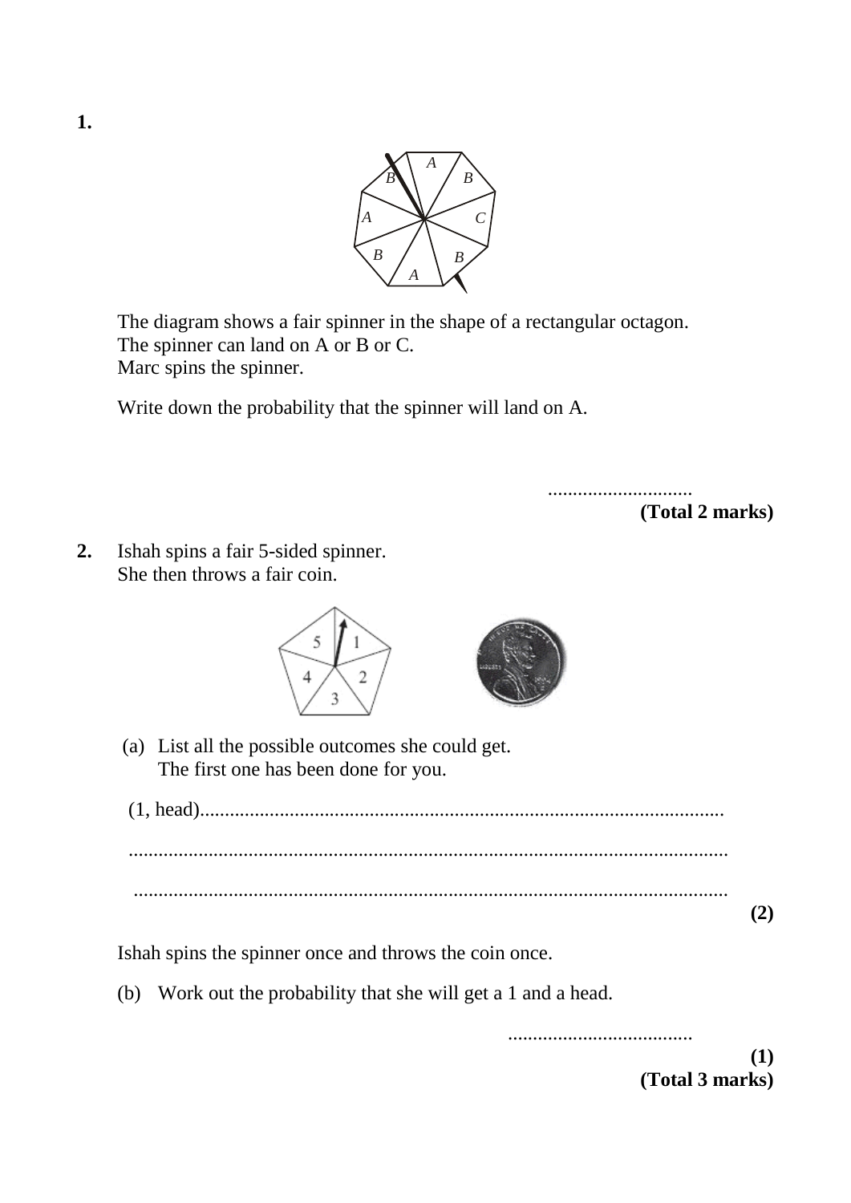**1.**

The diagram shows a fair spinner in the shape of a rectangular octagon.
The spinner can land on A or B or C.
Marc spins the spinner.

Write down the probability that the spinner will land on A.

............................

**(Total 2 marks)**

**2.** Ishah spins a fair 5-sided spinner.
She then throws a fair coin.

(a) List all the possible outcomes she could get.
The first one has been done for you.

(1, head).......................................................................................................

.......................................................................................................................

.......................................................................................................................

**(2)**

Ishah spins the spinner once and throws the coin once.

(b) Work out the probability that she will get a 1 and a head.

....................................

**(1)**

**(Total 3 marks)**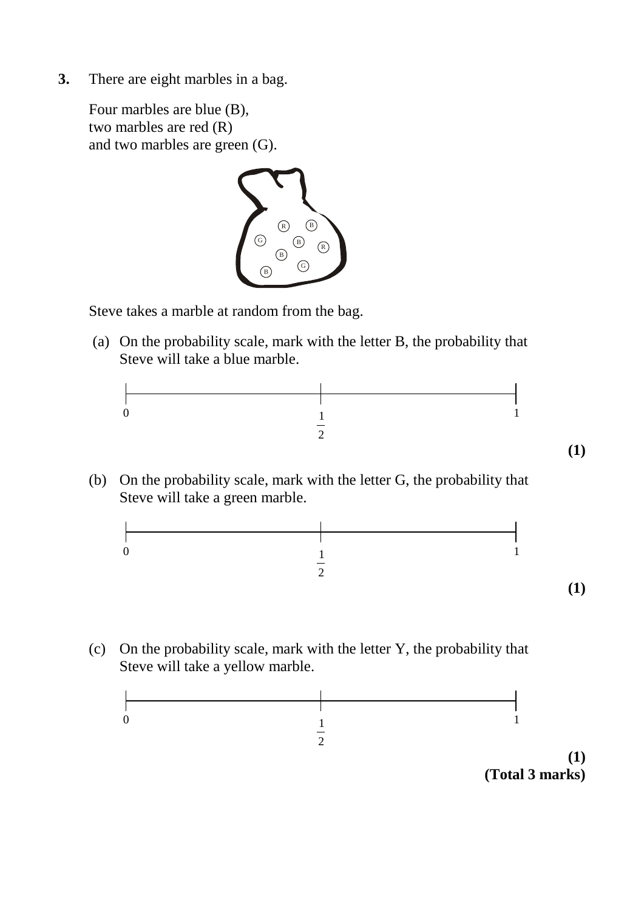**3.** There are eight marbles in a bag.

Four marbles are blue (B),
two marbles are red (R)
and two marbles are green (G).

Steve takes a marble at random from the bag.

(a) On the probability scale, mark with the letter B, the probability that Steve will take a blue marble.

0 $\frac{1}{2}$ 1

**(1)**

(b) On the probability scale, mark with the letter G, the probability that Steve will take a green marble.

0 $\frac{1}{2}$ 1

**(1)**

(c) On the probability scale, mark with the letter Y, the probability that Steve will take a yellow marble.

0 $\frac{1}{2}$ 1

**(1)**
**(Total 3 marks)**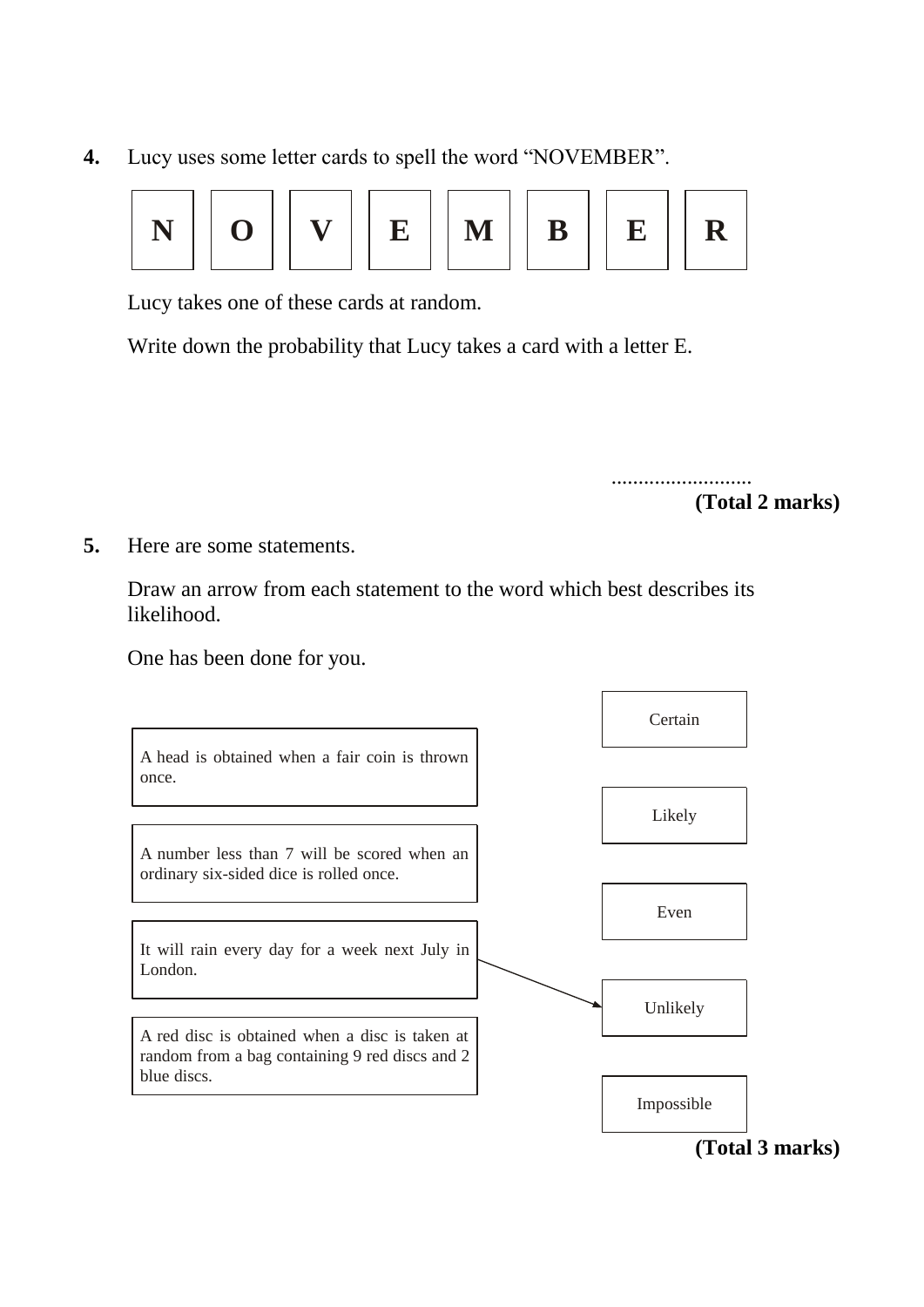**4.** Lucy uses some letter cards to spell the word "NOVEMBER".

| N | O | V | E | M | B | E | R |
|---|---|---|---|---|---|---|---|

Lucy takes one of these cards at random.

Write down the probability that Lucy takes a card with a letter E.

..........................

**(Total 2 marks)**

**5.** Here are some statements.

Draw an arrow from each statement to the word which best describes its likelihood.

One has been done for you.

| Statement | | Word |
|---|---|---|
| | | Certain |
| A head is obtained when a fair coin is thrown once. | | Likely |
| A number less than 7 will be scored when an ordinary six-sided dice is rolled once. | | Even |
| It will rain every day for a week next July in London. | → Unlikely | Unlikely |
| A red disc is obtained when a disc is taken at random from a bag containing 9 red discs and 2 blue discs. | | Impossible |

**(Total 3 marks)**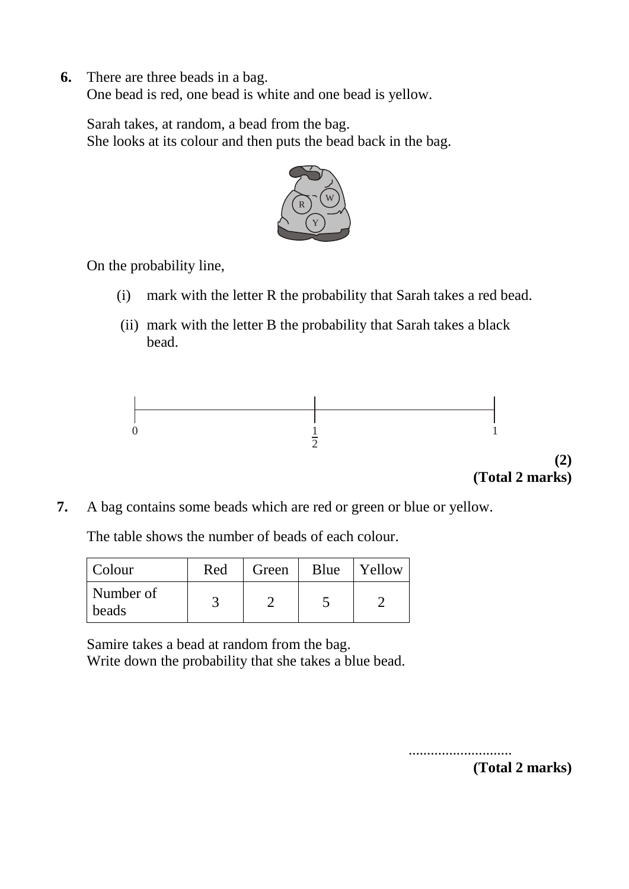**6.** There are three beads in a bag.
One bead is red, one bead is white and one bead is yellow.

Sarah takes, at random, a bead from the bag.
She looks at its colour and then puts the bead back in the bag.

On the probability line,

(i) mark with the letter R the probability that Sarah takes a red bead.

(ii) mark with the letter B the probability that Sarah takes a black bead.

0 $\frac{1}{2}$ 1

**(2)**
**(Total 2 marks)**

**7.** A bag contains some beads which are red or green or blue or yellow.

The table shows the number of beads of each colour.

| Colour | Red | Green | Blue | Yellow |
|---|---|---|---|---|
| Number of beads | 3 | 2 | 5 | 2 |

Samire takes a bead at random from the bag.
Write down the probability that she takes a blue bead.

............................
**(Total 2 marks)**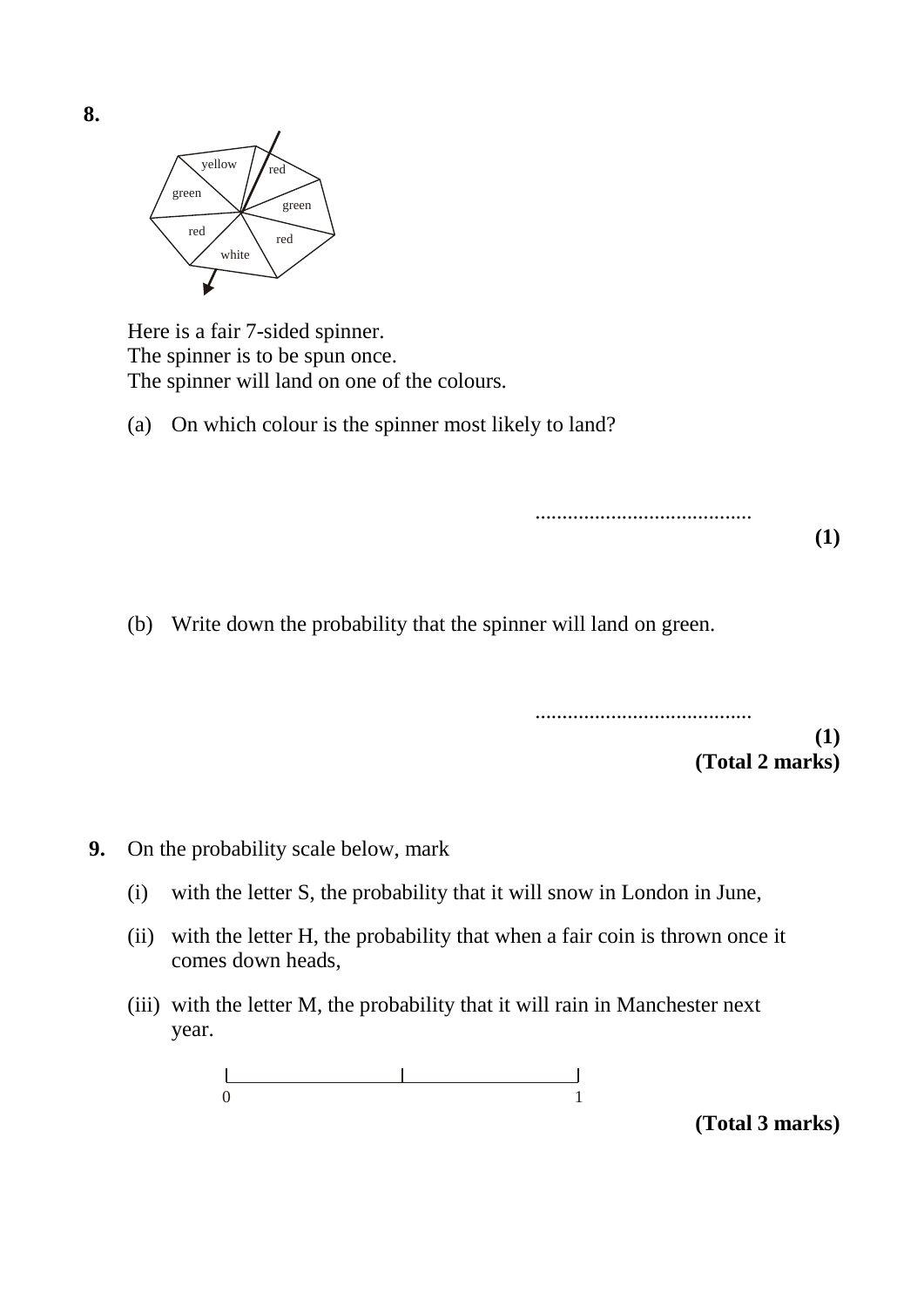**8.**

Here is a fair 7-sided spinner.
The spinner is to be spun once.
The spinner will land on one of the colours.

(a) On which colour is the spinner most likely to land?

........................................

**(1)**

(b) Write down the probability that the spinner will land on green.

........................................

**(1)**
**(Total 2 marks)**

**9.** On the probability scale below, mark

(i) with the letter S, the probability that it will snow in London in June,

(ii) with the letter H, the probability that when a fair coin is thrown once it comes down heads,

(iii) with the letter M, the probability that it will rain in Manchester next year.

0 ——————————|—————————— 1

**(Total 3 marks)**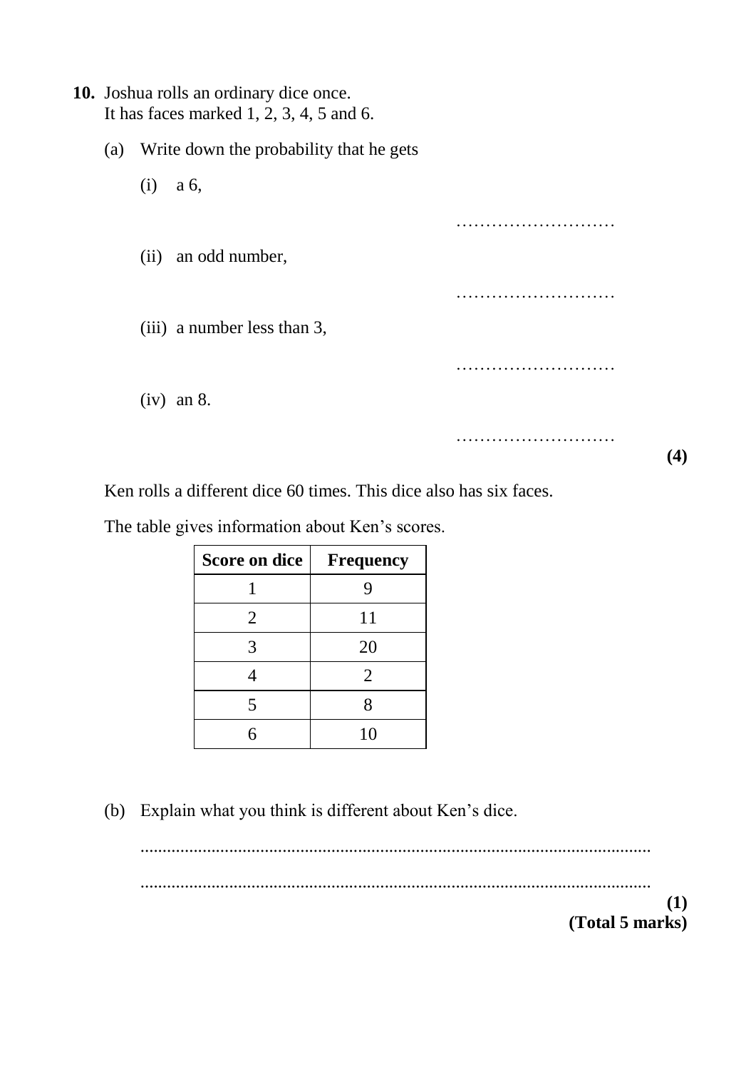**10.** Joshua rolls an ordinary dice once.
It has faces marked 1, 2, 3, 4, 5 and 6.

(a) Write down the probability that he gets

(i) a 6,

………………………

(ii) an odd number,

………………………

(iii) a number less than 3,

………………………

(iv) an 8.

………………………

**(4)**

Ken rolls a different dice 60 times. This dice also has six faces.

The table gives information about Ken's scores.

| Score on dice | Frequency |
|---|---|
| 1 | 9 |
| 2 | 11 |
| 3 | 20 |
| 4 | 2 |
| 5 | 8 |
| 6 | 10 |

(b) Explain what you think is different about Ken's dice.

..................................................................................................................

..................................................................................................................

**(1)**
**(Total 5 marks)**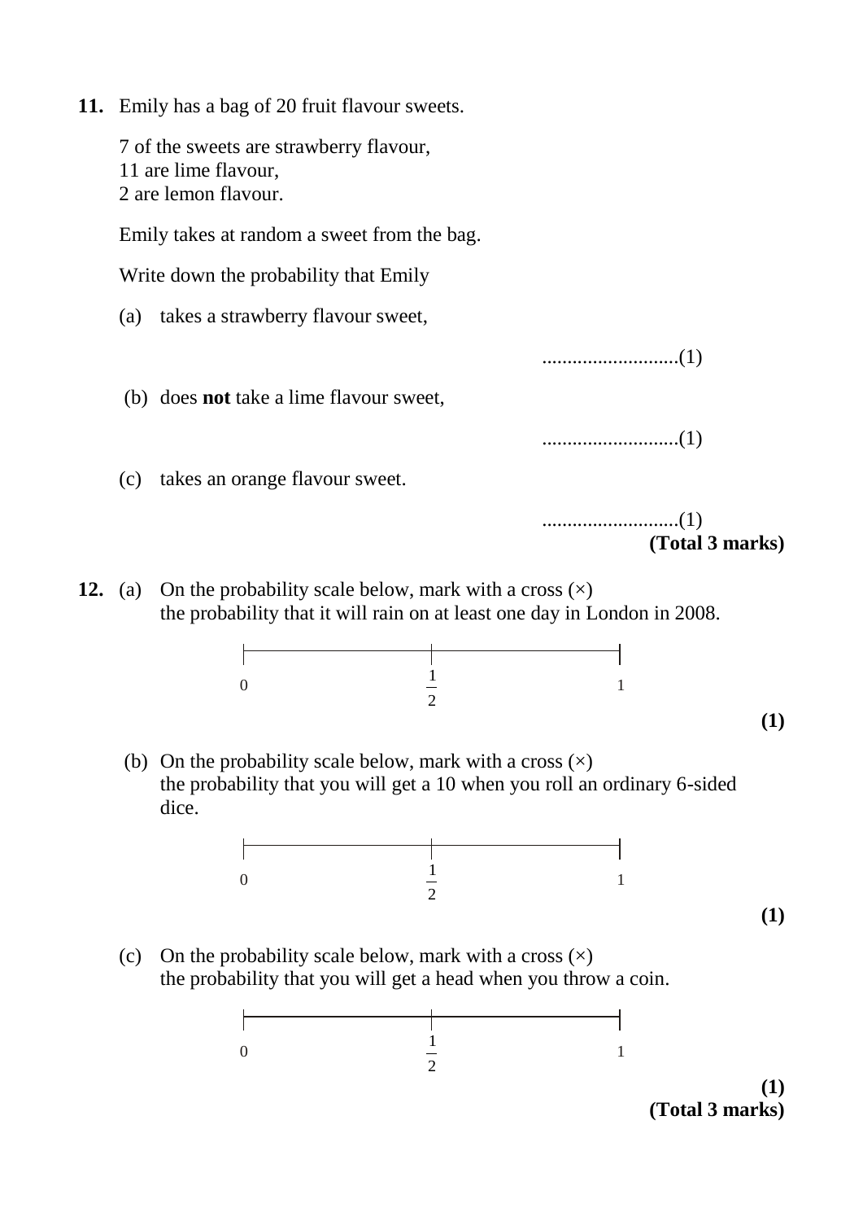**11.** Emily has a bag of 20 fruit flavour sweets.

7 of the sweets are strawberry flavour,
11 are lime flavour,
2 are lemon flavour.

Emily takes at random a sweet from the bag.

Write down the probability that Emily

(a) takes a strawberry flavour sweet,

...........................(1)

(b) does **not** take a lime flavour sweet,

...........................(1)

(c) takes an orange flavour sweet.

...........................(1)

**(Total 3 marks)**

**12.** (a) On the probability scale below, mark with a cross (×) the probability that it will rain on at least one day in London in 2008.

0 $\frac{1}{2}$ 1

**(1)**

(b) On the probability scale below, mark with a cross (×) the probability that you will get a 10 when you roll an ordinary 6-sided dice.

0 $\frac{1}{2}$ 1

**(1)**

(c) On the probability scale below, mark with a cross (×) the probability that you will get a head when you throw a coin.

0 $\frac{1}{2}$ 1

**(1)**

**(Total 3 marks)**